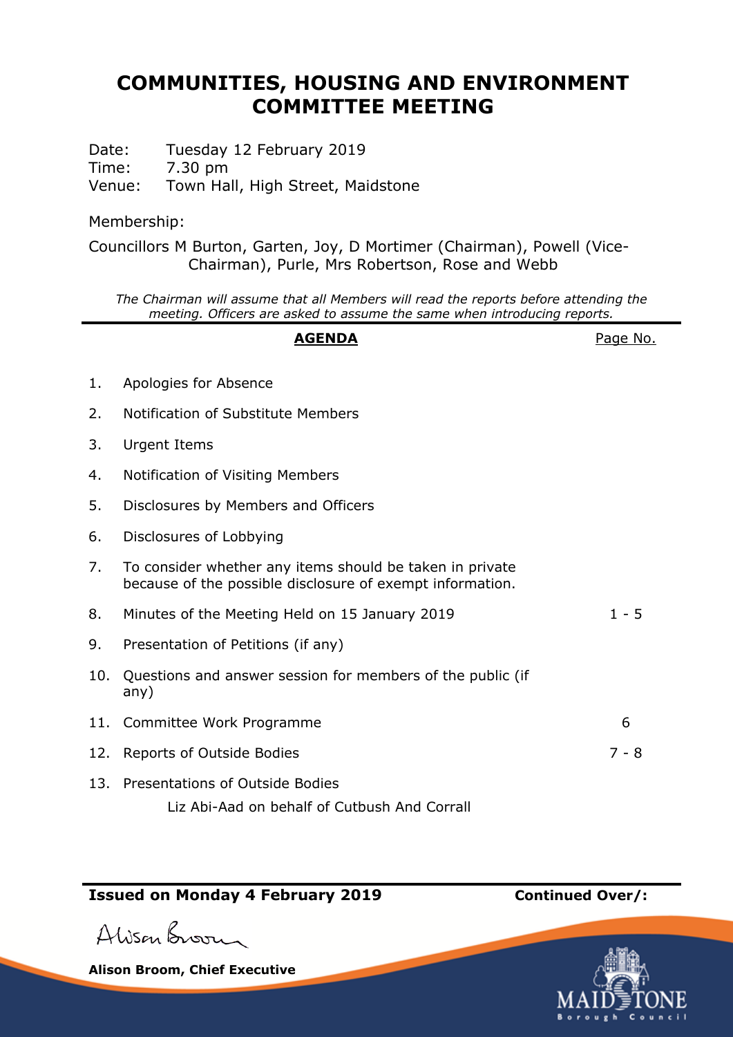# COMMUNITIES, HOUSING AND ENVIRONMENT COMMITTEE MEETING

Date: Tuesday 12 February 2019
Time: 7.30 pm
Venue: Town Hall, High Street, Maidstone

Membership:

Councillors M Burton, Garten, Joy, D Mortimer (Chairman), Powell (Vice-Chairman), Purle, Mrs Robertson, Rose and Webb

*The Chairman will assume that all Members will read the reports before attending the meeting. Officers are asked to assume the same when introducing reports.*

| | **AGENDA** | Page No. |
|---|---|---|
| 1. | Apologies for Absence | |
| 2. | Notification of Substitute Members | |
| 3. | Urgent Items | |
| 4. | Notification of Visiting Members | |
| 5. | Disclosures by Members and Officers | |
| 6. | Disclosures of Lobbying | |
| 7. | To consider whether any items should be taken in private because of the possible disclosure of exempt information. | |
| 8. | Minutes of the Meeting Held on 15 January 2019 | 1 - 5 |
| 9. | Presentation of Petitions (if any) | |
| 10. | Questions and answer session for members of the public (if any) | |
| 11. | Committee Work Programme | 6 |
| 12. | Reports of Outside Bodies | 7 - 8 |
| 13. | Presentations of Outside Bodies<br>Liz Abi-Aad on behalf of Cutbush And Corrall | |

**Issued on Monday 4 February 2019** **Continued Over/:**

Alison Broom

**Alison Broom, Chief Executive**

MAIDSTONE Borough Council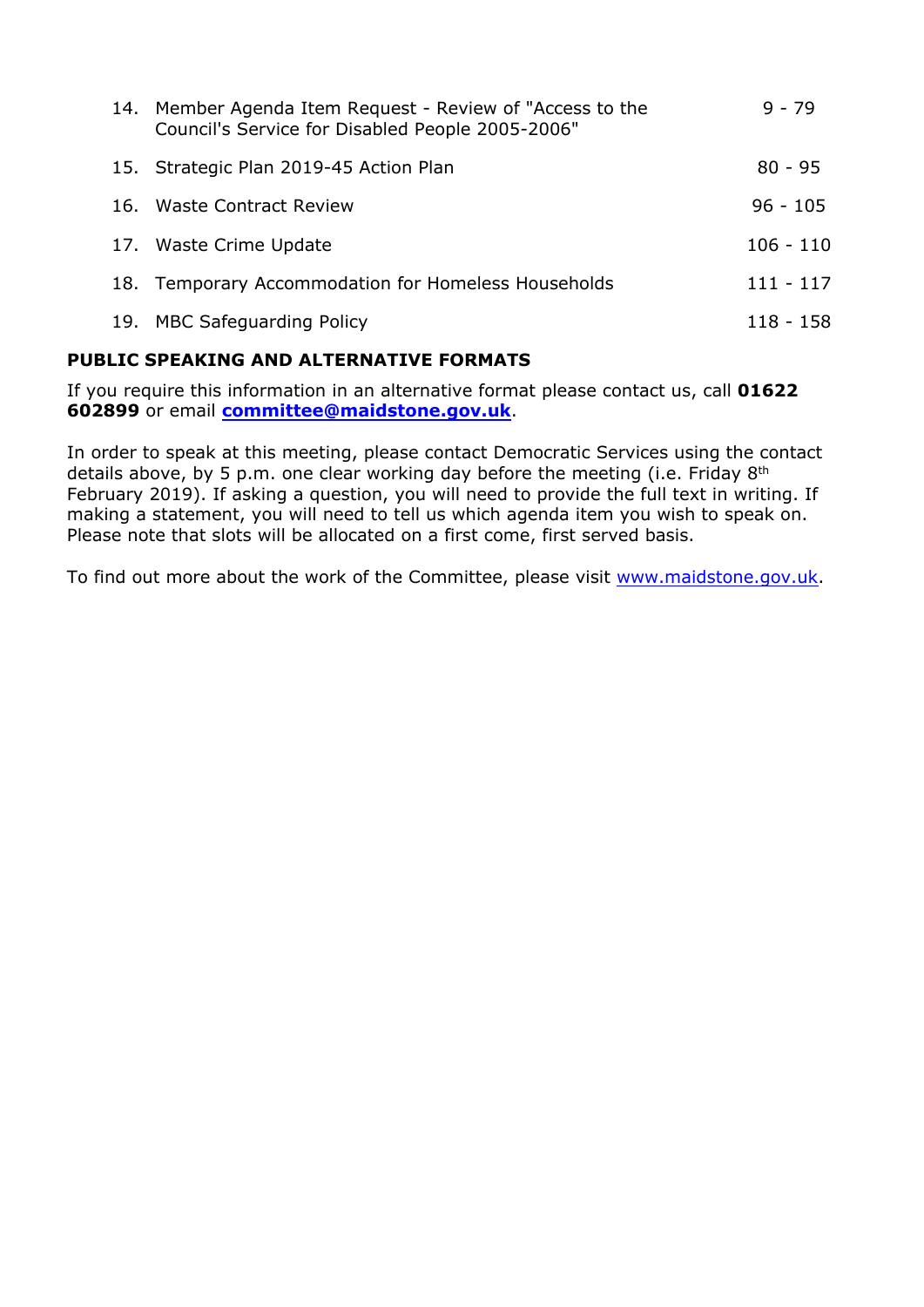| | | |
|---|---|---|
| 14. | Member Agenda Item Request - Review of "Access to the Council's Service for Disabled People 2005-2006" | 9 - 79 |
| 15. | Strategic Plan 2019-45 Action Plan | 80 - 95 |
| 16. | Waste Contract Review | 96 - 105 |
| 17. | Waste Crime Update | 106 - 110 |
| 18. | Temporary Accommodation for Homeless Households | 111 - 117 |
| 19. | MBC Safeguarding Policy | 118 - 158 |

**PUBLIC SPEAKING AND ALTERNATIVE FORMATS**

If you require this information in an alternative format please contact us, call **01622 602899** or email **committee@maidstone.gov.uk**.

In order to speak at this meeting, please contact Democratic Services using the contact details above, by 5 p.m. one clear working day before the meeting (i.e. Friday 8th February 2019). If asking a question, you will need to provide the full text in writing. If making a statement, you will need to tell us which agenda item you wish to speak on. Please note that slots will be allocated on a first come, first served basis.

To find out more about the work of the Committee, please visit www.maidstone.gov.uk.